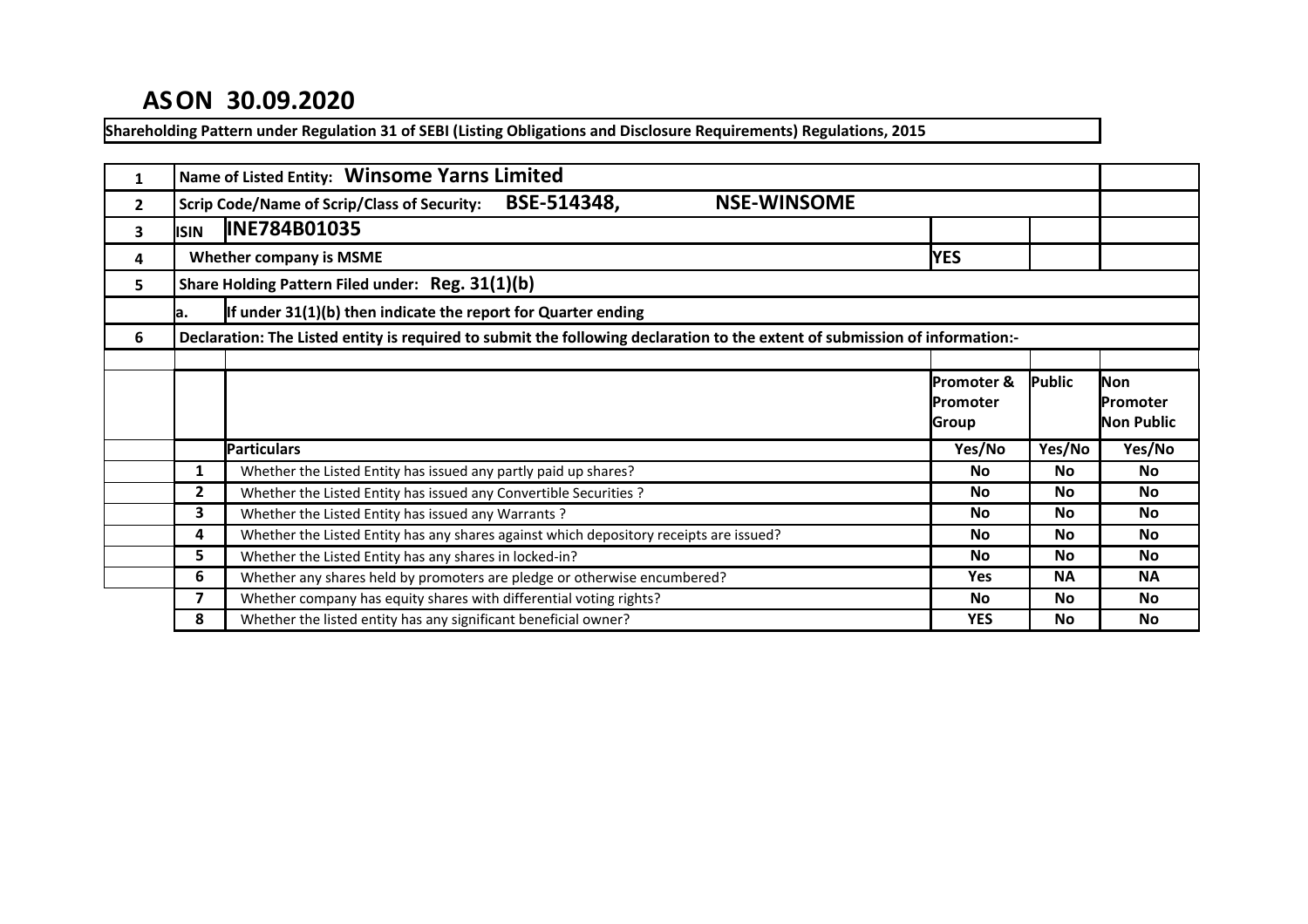# ASON 30.09.2020

**Shareholding Pattern under Regulation 31 of SEBI (Listing Obligations and Disclosure Requirements) Regulations, 2015**

| | | | | | |
|---|---|---|---|---|---|
| 1 | Name of Listed Entity: **Winsome Yarns Limited** | | | | |
| 2 | Scrip Code/Name of Scrip/Class of Security: **BSE-514348, NSE-WINSOME** | | | | |
| 3 | ISIN | **INE784B01035** | | | |
| 4 | Whether company is MSME | | YES | | |
| 5 | Share Holding Pattern Filed under: **Reg. 31(1)(b)** | | | | |
| | a. | If under 31(1)(b) then indicate the report for Quarter ending | | | |
| 6 | Declaration: The Listed entity is required to submit the following declaration to the extent of submission of information:- | | | | |

| | Particulars | Promoter & Promoter Group | Public | Non Promoter Non Public |
|---|---|---|---|---|
| | | Yes/No | Yes/No | Yes/No |
| 1 | Whether the Listed Entity has issued any partly paid up shares? | No | No | No |
| 2 | Whether the Listed Entity has issued any Convertible Securities ? | No | No | No |
| 3 | Whether the Listed Entity has issued any Warrants ? | No | No | No |
| 4 | Whether the Listed Entity has any shares against which depository receipts are issued? | No | No | No |
| 5 | Whether the Listed Entity has any shares in locked-in? | No | No | No |
| 6 | Whether any shares held by promoters are pledge or otherwise encumbered? | Yes | NA | NA |
| 7 | Whether company has equity shares with differential voting rights? | No | No | No |
| 8 | Whether the listed entity has any significant beneficial owner? | YES | No | No |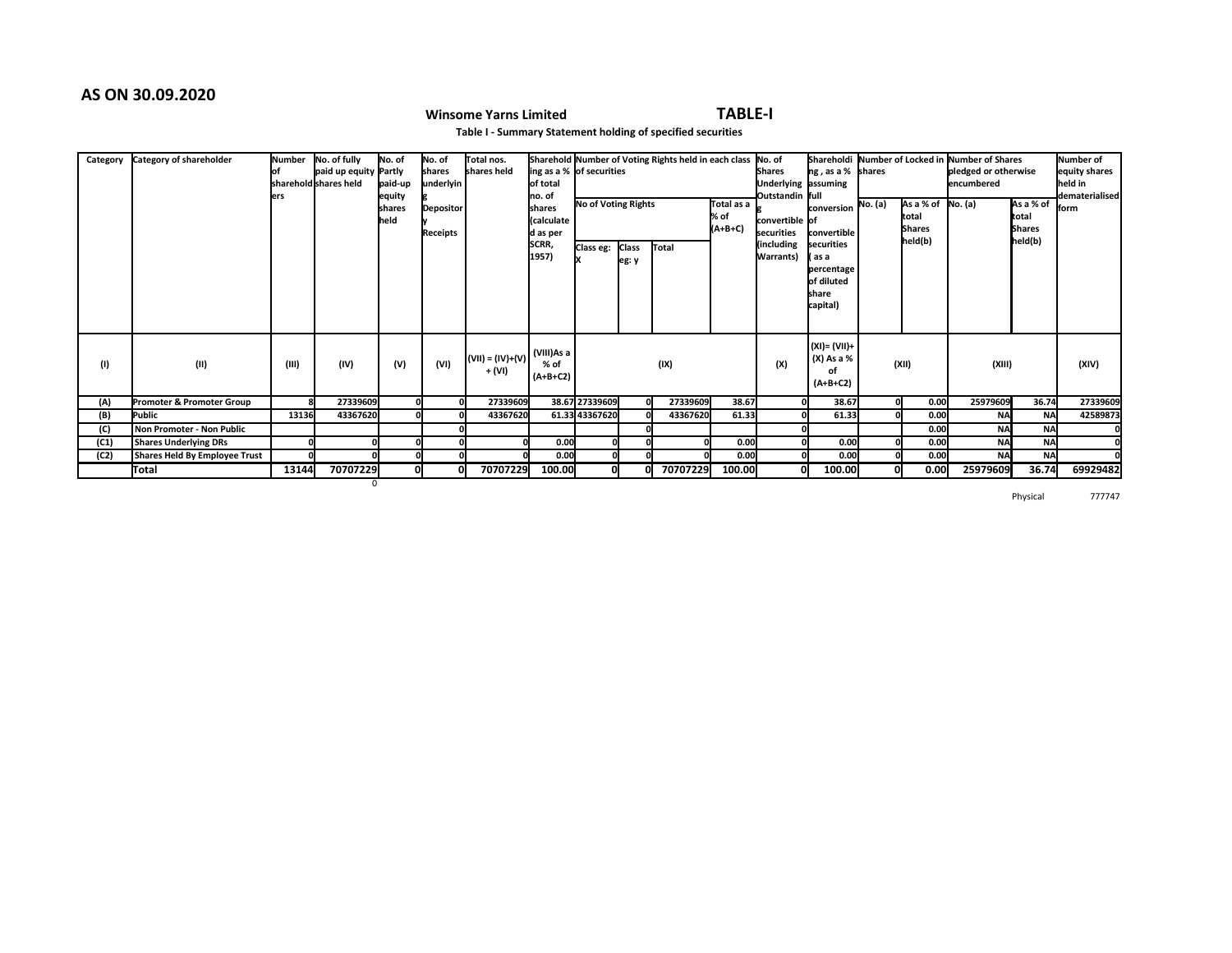**AS ON 30.09.2020**

**Winsome Yarns Limited** **TABLE-I**

**Table I - Summary Statement holding of specified securities**

| Category | Category of shareholder | Number of shareholders | No. of fully paid up equity shares held | No. of Partly paid-up equity shares held | No. of shares underlying Depository Receipts | Total nos. shares held | Shareholding as a % of total no. of shares (calculated as per SCRR, 1957) | Number of Voting Rights held in each class of securities | | | | No. of Shares Underlying Outstanding convertible securities (including Warrants) | Shareholding , as a % assuming full conversion of convertible securities ( as a percentage of diluted share capital) | Number of Locked in shares | | Number of Shares pledged or otherwise encumbered | | Number of equity shares held in dematerialised form |
|---|---|---|---|---|---|---|---|---|---|---|---|---|---|---|---|---|---|---|
| | | | | | | | | No of Voting Rights | | | Total as a % of (A+B+C) | | | No. (a) | As a % of total Shares held(b) | No. (a) | As a % of total Shares held(b) | |
| | | | | | | | | Class eg: X | Class eg: y | Total | | | | | | | | |
| (I) | (II) | (III) | (IV) | (V) | (VI) | (VII) = (IV)+(V) + (VI) | (VIII)As a % of (A+B+C2) | (IX) | | | | (X) | (XI)= (VII)+ (X) As a % of (A+B+C2) | (XII) | | (XIII) | | (XIV) |
| (A) | Promoter & Promoter Group | 8 | 27339609 | 0 | 0 | 27339609 | 38.67 | 27339609 | 0 | 27339609 | 38.67 | 0 | 38.67 | 0 | 0.00 | 25979609 | 36.74 | 27339609 |
| (B) | Public | 13136 | 43367620 | 0 | 0 | 43367620 | 61.33 | 43367620 | 0 | 43367620 | 61.33 | 0 | 61.33 | 0 | 0.00 | NA | NA | 42589873 |
| (C) | Non Promoter - Non Public | | | | 0 | | | | 0 | | | 0 | | | 0.00 | NA | NA | 0 |
| (C1) | Shares Underlying DRs | 0 | 0 | 0 | 0 | 0 | 0.00 | 0 | 0 | 0 | 0.00 | 0 | 0.00 | 0 | 0.00 | NA | NA | 0 |
| (C2) | Shares Held By Employee Trust | 0 | 0 | 0 | 0 | 0 | 0.00 | 0 | 0 | 0 | 0.00 | 0 | 0.00 | 0 | 0.00 | NA | NA | 0 |
| | **Total** | **13144** | **70707229** | **0** | **0** | **70707229** | **100.00** | **0** | **0** | **70707229** | **100.00** | **0** | **100.00** | **0** | **0.00** | **25979609** | **36.74** | **69929482** |

0

Physical 777747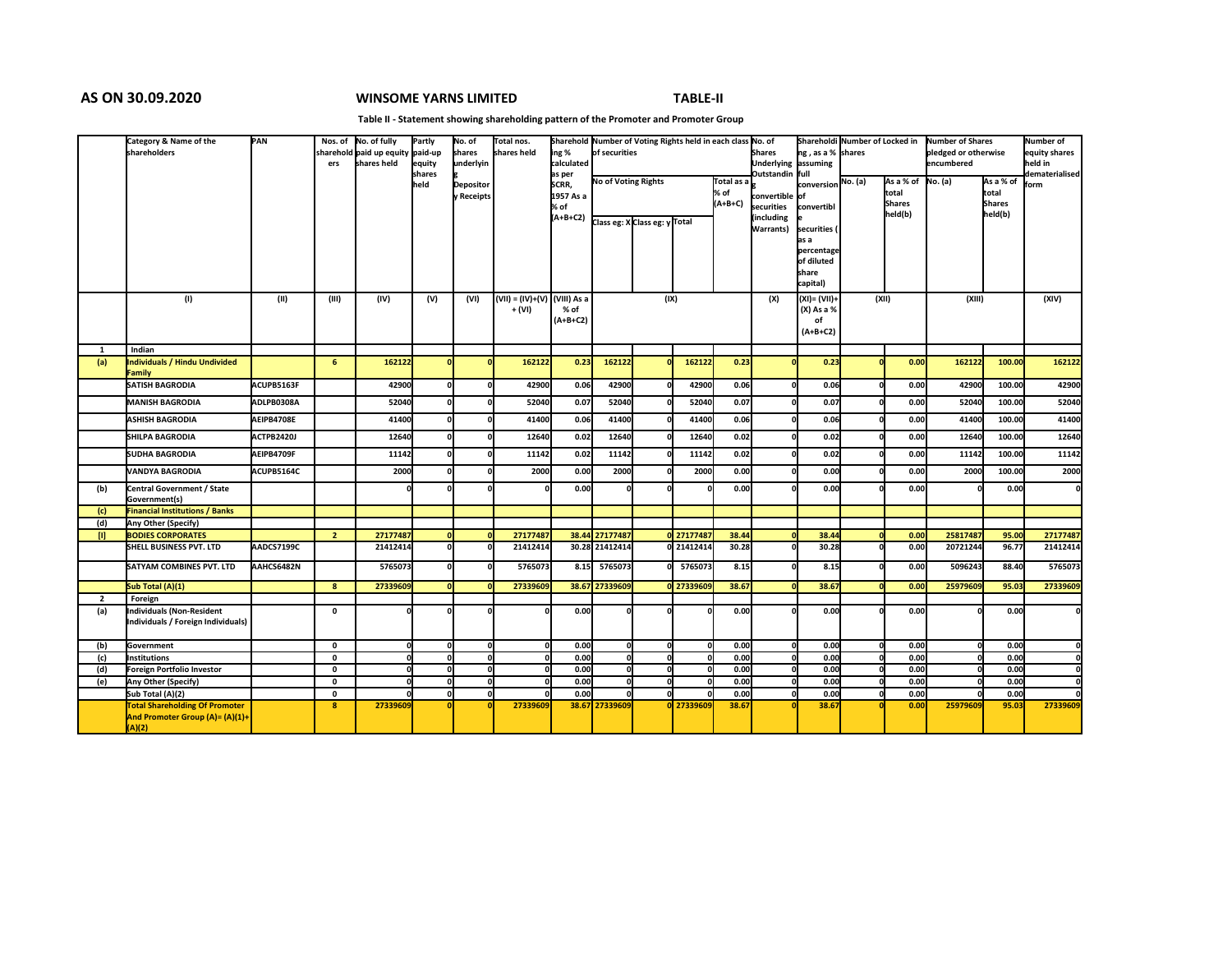**AS ON 30.09.2020** **WINSOME YARNS LIMITED** **TABLE-II**

**Table II - Statement showing shareholding pattern of the Promoter and Promoter Group**

| | Category & Name of the shareholders | PAN | Nos. of shareholders | No. of fully paid up equity shares held | Partly paid-up equity shares held | No. of shares underlying Depository Receipts | Total nos. shares held | Shareholding % calculated as per SCRR, 1957 As a % of (A+B+C2) | Number of Voting Rights held in each class of securities | | | | No. of Shares Underlying Outstanding convertible securities (including Warrants) | Shareholding , as a % assuming full conversion of convertible securities ( as a percentage of diluted share capital) | Number of Locked in shares | | Number of Shares pledged or otherwise encumbered | | Number of equity shares held in dematerialised form |
|---|---|---|---|---|---|---|---|---|---|---|---|---|---|---|---|---|---|---|---|
| | | | | | | | | | No of Voting Rights | | | Total as a % of (A+B+C) | | | No. (a) | As a % of total Shares held(b) | No. (a) | As a % of total Shares held(b) | |
| | | | | | | | | | Class eg: X | Class eg: y | Total | | | | | | | | |
| | (I) | (II) | (III) | (IV) | (V) | (VI) | (VII) = (IV)+(V) + (VI) | (VIII) As a % of (A+B+C2) | (IX) | | | | (X) | (XI)= (VII)+(X) As a % of (A+B+C2) | (XII) | | (XIII) | | (XIV) |
| **1** | **Indian** | | | | | | | | | | | | | | | | | | |
| **(a)** | **Individuals / Hindu Undivided Family** | | **6** | **162122** | **0** | **0** | **162122** | **0.23** | **162122** | **0** | **162122** | **0.23** | **0** | **0.23** | **0** | **0.00** | **162122** | **100.00** | **162122** |
| | **SATISH BAGRODIA** | **ACUPB5163F** | | **42900** | **0** | **0** | **42900** | **0.06** | **42900** | **0** | **42900** | **0.06** | **0** | **0.06** | **0** | **0.00** | **42900** | **100.00** | **42900** |
| | **MANISH BAGRODIA** | **ADLPB0308A** | | **52040** | **0** | **0** | **52040** | **0.07** | **52040** | **0** | **52040** | **0.07** | **0** | **0.07** | **0** | **0.00** | **52040** | **100.00** | **52040** |
| | **ASHISH BAGRODIA** | **AEIPB4708E** | | **41400** | **0** | **0** | **41400** | **0.06** | **41400** | **0** | **41400** | **0.06** | **0** | **0.06** | **0** | **0.00** | **41400** | **100.00** | **41400** |
| | **SHILPA BAGRODIA** | **ACTPB2420J** | | **12640** | **0** | **0** | **12640** | **0.02** | **12640** | **0** | **12640** | **0.02** | **0** | **0.02** | **0** | **0.00** | **12640** | **100.00** | **12640** |
| | **SUDHA BAGRODIA** | **AEIPB4709F** | | **11142** | **0** | **0** | **11142** | **0.02** | **11142** | **0** | **11142** | **0.02** | **0** | **0.02** | **0** | **0.00** | **11142** | **100.00** | **11142** |
| | **VANDYA BAGRODIA** | **ACUPB5164C** | | **2000** | **0** | **0** | **2000** | **0.00** | **2000** | **0** | **2000** | **0.00** | **0** | **0.00** | **0** | **0.00** | **2000** | **100.00** | **2000** |
| **(b)** | **Central Government / State Government(s)** | | | **0** | **0** | **0** | **0** | **0.00** | **0** | **0** | **0** | **0.00** | **0** | **0.00** | **0** | **0.00** | **0** | **0.00** | **0** |
| **(c)** | **Financial Institutions / Banks** | | | | | | | | | | | | | | | | | | |
| **(d)** | **Any Other (Specify)** | | | | | | | | | | | | | | | | | | |
| **[I]** | **BODIES CORPORATES** | | **2** | **27177487** | **0** | **0** | **27177487** | **38.44** | **27177487** | **0** | **27177487** | **38.44** | **0** | **38.44** | **0** | **0.00** | **25817487** | **95.00** | **27177487** |
| | **SHELL BUSINESS PVT. LTD** | **AADCS7199C** | | **21412414** | **0** | **0** | **21412414** | **30.28** | **21412414** | **0** | **21412414** | **30.28** | **0** | **30.28** | **0** | **0.00** | **20721244** | **96.77** | **21412414** |
| | **SATYAM COMBINES PVT. LTD** | **AAHCS6482N** | | **5765073** | **0** | **0** | **5765073** | **8.15** | **5765073** | **0** | **5765073** | **8.15** | **0** | **8.15** | **0** | **0.00** | **5096243** | **88.40** | **5765073** |
| | **Sub Total (A)(1)** | | **8** | **27339609** | **0** | **0** | **27339609** | **38.67** | **27339609** | **0** | **27339609** | **38.67** | **0** | **38.67** | **0** | **0.00** | **25979609** | **95.03** | **27339609** |
| **2** | **Foreign** | | | | | | | | | | | | | | | | | | |
| **(a)** | **Individuals (Non-Resident Individuals / Foreign Individuals)** | | **0** | **0** | **0** | **0** | **0** | **0.00** | **0** | **0** | **0** | **0.00** | **0** | **0.00** | **0** | **0.00** | **0** | **0.00** | **0** |
| **(b)** | **Government** | | **0** | **0** | **0** | **0** | **0** | **0.00** | **0** | **0** | **0** | **0.00** | **0** | **0.00** | **0** | **0.00** | **0** | **0.00** | **0** |
| **(c)** | **Institutions** | | **0** | **0** | **0** | **0** | **0** | **0.00** | **0** | **0** | **0** | **0.00** | **0** | **0.00** | **0** | **0.00** | **0** | **0.00** | **0** |
| **(d)** | **Foreign Portfolio Investor** | | **0** | **0** | **0** | **0** | **0** | **0.00** | **0** | **0** | **0** | **0.00** | **0** | **0.00** | **0** | **0.00** | **0** | **0.00** | **0** |
| **(e)** | **Any Other (Specify)** | | **0** | **0** | **0** | **0** | **0** | **0.00** | **0** | **0** | **0** | **0.00** | **0** | **0.00** | **0** | **0.00** | **0** | **0.00** | **0** |
| | **Sub Total (A)(2)** | | **0** | **0** | **0** | **0** | **0** | **0.00** | **0** | **0** | **0** | **0.00** | **0** | **0.00** | **0** | **0.00** | **0** | **0.00** | **0** |
| | **Total Shareholding Of Promoter And Promoter Group (A)= (A)(1)+(A)(2)** | | **8** | **27339609** | **0** | **0** | **27339609** | **38.67** | **27339609** | **0** | **27339609** | **38.67** | **0** | **38.67** | **0** | **0.00** | **25979609** | **95.03** | **27339609** |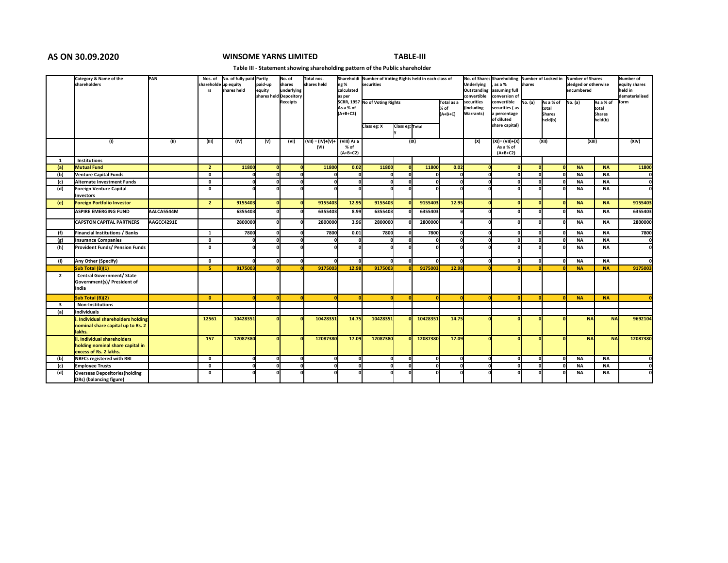**AS ON 30.09.2020** **WINSOME YARNS LIMITED** **TABLE-III**

**Table III - Statement showing shareholding pattern of the Public shareholder**

| | Category & Name of the shareholders | PAN | Nos. of shareholders | No. of fully paid up equity shares held | Partly paid-up equity shares held | No. of shares underlying Depository Receipts | Total nos. shares held | Shareholding % calculated as per SCRR, 1957 As a % of (A+B+C2) | Number of Voting Rights held in each class of securities | | | | No. of Shares Underlying Outstanding convertible securities (including Warrants) | Shareholding, as a % assuming full conversion of convertible securities ( as a percentage of diluted share capital) | Number of Locked in shares | | Number of Shares pledged or otherwise encumbered | | Number of equity shares held in dematerialised form |
|---|---|---|---|---|---|---|---|---|---|---|---|---|---|---|---|---|---|---|---|
| | | | | | | | | | No of Voting Rights | | | Total as a % of (A+B+C) | | | No. (a) | As a % of total Shares held(b) | No. (a) | As a % of total Shares held(b) | |
| | | | | | | | | | Class eg: X | Class eg: y | Total | | | | | | | | |
| | (I) | (II) | (III) | (IV) | (V) | (VI) | (VII) = (IV)+(V)+ (VI) | (VIII) As a % of (A+B+C2) | (IX) | | | | (X) | (XI)= (VII)+(X) As a % of (A+B+C2) | (XII) | | (XIII) | | (XIV) |
| 1 | Institutions | | | | | | | | | | | | | | | | | | |
| (a) | Mutual Fund | | 2 | 11800 | 0 | 0 | 11800 | 0.02 | 11800 | 0 | 11800 | 0.02 | 0 | 0 | 0 | 0 | NA | NA | 11800 |
| (b) | Venture Capital Funds | | 0 | 0 | 0 | 0 | 0 | 0 | 0 | 0 | 0 | 0 | 0 | 0 | 0 | 0 | NA | NA | 0 |
| (c) | Alternate Investment Funds | | 0 | 0 | 0 | 0 | 0 | 0 | 0 | 0 | 0 | 0 | 0 | 0 | 0 | 0 | NA | NA | 0 |
| (d) | Foreign Venture Capital Investors | | 0 | 0 | 0 | 0 | 0 | 0 | 0 | 0 | 0 | 0 | 0 | 0 | 0 | 0 | NA | NA | 0 |
| (e) | Foreign Portfolio Investor | | 2 | 9155403 | 0 | 0 | 9155403 | 12.95 | 9155403 | 0 | 9155403 | 12.95 | 0 | 0 | 0 | 0 | NA | NA | 9155403 |
| | ASPIRE EMERGING FUND | AALCA5544M | | 6355403 | 0 | 0 | 6355403 | 8.99 | 6355403 | 0 | 6355403 | 9 | 0 | 0 | 0 | 0 | NA | NA | 6355403 |
| | CAPSTON CAPITAL PARTNERS | AAGCC4291E | | 2800000 | 0 | 0 | 2800000 | 3.96 | 2800000 | 0 | 2800000 | 4 | 0 | 0 | 0 | 0 | NA | NA | 2800000 |
| (f) | Financial Institutions / Banks | | 1 | 7800 | 0 | 0 | 7800 | 0.01 | 7800 | 0 | 7800 | 0 | 0 | 0 | 0 | 0 | NA | NA | 7800 |
| (g) | Insurance Companies | | 0 | 0 | 0 | 0 | 0 | 0 | 0 | 0 | 0 | 0 | 0 | 0 | 0 | 0 | NA | NA | 0 |
| (h) | Provident Funds/ Pension Funds | | 0 | 0 | 0 | 0 | 0 | 0 | 0 | 0 | 0 | 0 | 0 | 0 | 0 | 0 | NA | NA | 0 |
| (i) | Any Other (Specify) | | 0 | 0 | 0 | 0 | 0 | 0 | 0 | 0 | 0 | 0 | 0 | 0 | 0 | 0 | NA | NA | 0 |
| | Sub Total (B)(1) | | 5 | 9175003 | 0 | 0 | 9175003 | 12.98 | 9175003 | 0 | 9175003 | 12.98 | 0 | 0 | 0 | 0 | NA | NA | 9175003 |
| 2 | Central Government/ State Government(s)/ President of India | | | | | | | | | | | | | | | | | | |
| | Sub Total (B)(2) | | 0 | 0 | 0 | 0 | 0 | 0 | 0 | 0 | 0 | 0 | 0 | 0 | 0 | 0 | NA | NA | 0 |
| 3 | Non-Institutions | | | | | | | | | | | | | | | | | | |
| (a) | Individuals | | | | | | | | | | | | | | | | | | |
| | i. Individual shareholders holding nominal share capital up to Rs. 2 lakhs. | | 12561 | 10428351 | 0 | 0 | 10428351 | 14.75 | 10428351 | 0 | 10428351 | 14.75 | 0 | 0 | 0 | 0 | NA | NA | 9692104 |
| | ii. Individual shareholders holding nominal share capital in excess of Rs. 2 lakhs. | | 157 | 12087380 | 0 | 0 | 12087380 | 17.09 | 12087380 | 0 | 12087380 | 17.09 | 0 | 0 | 0 | 0 | NA | NA | 12087380 |
| (b) | NBFCs registered with RBI | | 0 | 0 | 0 | 0 | 0 | 0 | 0 | 0 | 0 | 0 | 0 | 0 | 0 | 0 | NA | NA | 0 |
| (c) | Employee Trusts | | 0 | 0 | 0 | 0 | 0 | 0 | 0 | 0 | 0 | 0 | 0 | 0 | 0 | 0 | NA | NA | 0 |
| (d) | Overseas Depositories(holding DRs) (balancing figure) | | 0 | 0 | 0 | 0 | 0 | 0 | 0 | 0 | 0 | 0 | 0 | 0 | 0 | 0 | NA | NA | 0 |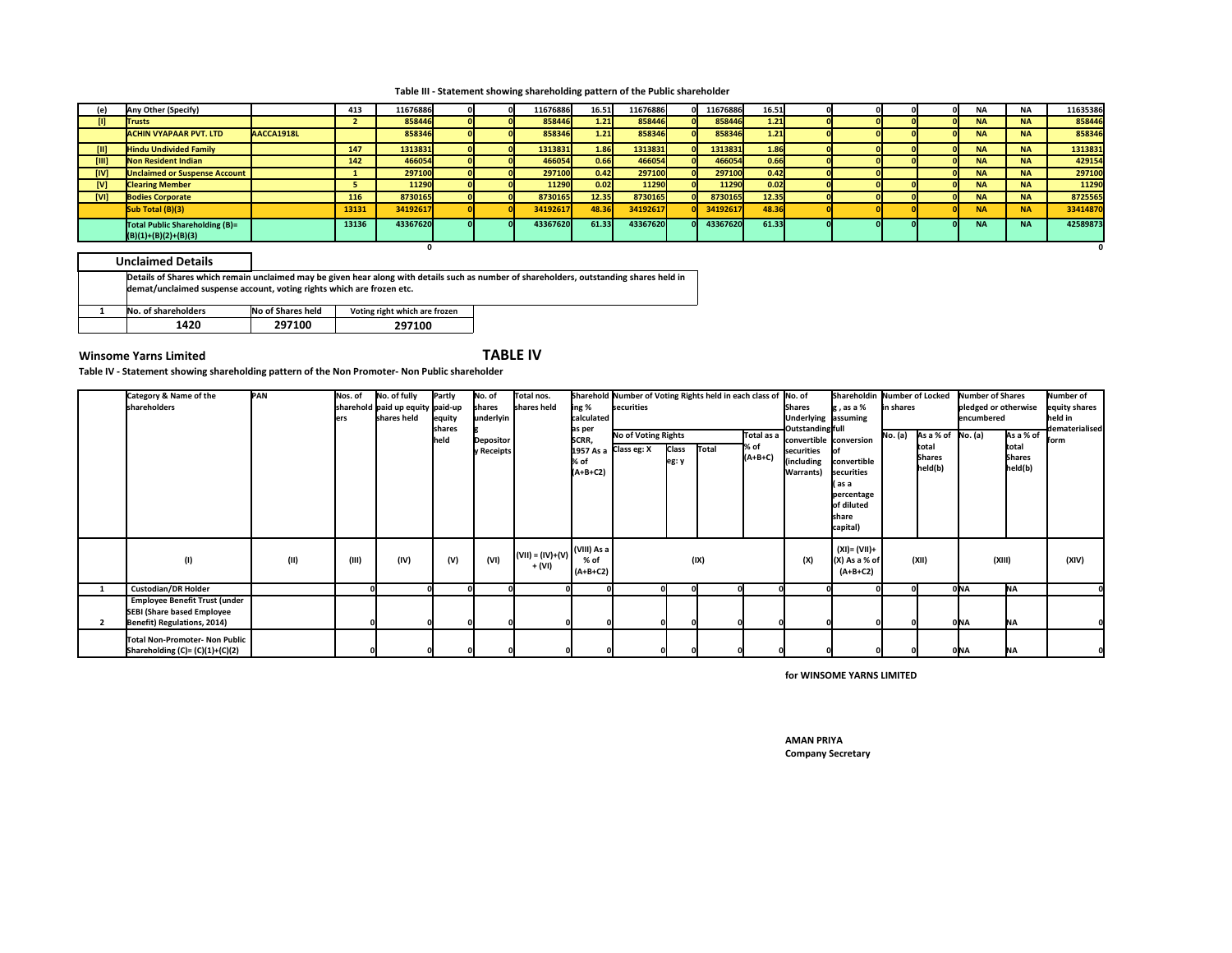**Table III - Statement showing shareholding pattern of the Public shareholder**

| | Category & Name of the shareholders | PAN | Nos. of shareholders | No. of fully paid up equity shares held | Partly paid-up equity shares held | No. of shares underlying Depository Receipts | Total nos. shares held | Shareholding % calculated as per SCRR, 1957 | Class eg: X | Class eg: y | Total | Total as a % of (A+B+C) | No. of Shares Underlying Outstanding convertible securities (including Warrants) | Shareholding, as a % assuming full conversion of convertible securities | Number of Locked in shares No. (a) | As a % of total Shares held(b) | Number of Shares pledged No. (a) | As a % of total Shares held(b) | Number of equity shares held in dematerialised form |
|---|---|---|---|---|---|---|---|---|---|---|---|---|---|---|---|---|---|---|---|
| (e) | Any Other (Specify) | | 413 | 11676886 | 0 | 0 | 11676886 | 16.51 | 11676886 | 0 | 11676886 | 16.51 | 0 | 0 | 0 | 0 | NA | NA | 11635386 |
| [I] | Trusts | | 2 | 858446 | 0 | 0 | 858446 | 1.21 | 858446 | 0 | 858446 | 1.21 | 0 | 0 | 0 | 0 | NA | NA | 858446 |
| | ACHIN VYAPAAR PVT. LTD | AACCA1918L | | 858346 | 0 | 0 | 858346 | 1.21 | 858346 | 0 | 858346 | 1.21 | 0 | 0 | 0 | 0 | NA | NA | 858346 |
| [II] | Hindu Undivided Family | | 147 | 1313831 | 0 | 0 | 1313831 | 1.86 | 1313831 | 0 | 1313831 | 1.86 | 0 | 0 | 0 | 0 | NA | NA | 1313831 |
| [III] | Non Resident Indian | | 142 | 466054 | 0 | 0 | 466054 | 0.66 | 466054 | 0 | 466054 | 0.66 | 0 | 0 | 0 | 0 | NA | NA | 429154 |
| [IV] | Unclaimed or Suspense Account | | 1 | 297100 | 0 | 0 | 297100 | 0.42 | 297100 | 0 | 297100 | 0.42 | 0 | 0 | | 0 | NA | NA | 297100 |
| [V] | Clearing Member | | 5 | 11290 | 0 | 0 | 11290 | 0.02 | 11290 | 0 | 11290 | 0.02 | 0 | 0 | 0 | 0 | NA | NA | 11290 |
| [VI] | Bodies Corporate | | 116 | 8730165 | 0 | 0 | 8730165 | 12.35 | 8730165 | 0 | 8730165 | 12.35 | 0 | 0 | 0 | 0 | NA | NA | 8725565 |
| | Sub Total (B)(3) | | 13131 | 34192617 | 0 | 0 | 34192617 | 48.36 | 34192617 | 0 | 34192617 | 48.36 | 0 | 0 | 0 | 0 | NA | NA | 33414870 |
| | Total Public Shareholding (B)= (B)(1)+(B)(2)+(B)(3) | | 13136 | 43367620 | 0 | 0 | 43367620 | 61.33 | 43367620 | 0 | 43367620 | 61.33 | 0 | 0 | 0 | 0 | NA | NA | 42589873 |
| | | | | 0 | | | | | | | | | | | | | | | 0 |

**Unclaimed Details**

Details of Shares which remain unclaimed may be given hear along with details such as number of shareholders, outstanding shares held in demat/unclaimed suspense account, voting rights which are frozen etc.

| 1 | No. of shareholders | No of Shares held | Voting right which are frozen |
|---|---|---|---|
| | 1420 | 297100 | 297100 |

**Winsome Yarns Limited**

## TABLE IV

**Table IV - Statement showing shareholding pattern of the Non Promoter- Non Public shareholder**

| | Category & Name of the shareholders | PAN | Nos. of shareholders | No. of fully paid up equity shares held | Partly paid-up equity shares held | No. of shares underlying Depository Receipts | Total nos. shares held | Shareholding % calculated as per SCRR, 1957 As a % of (A+B+C2) | Number of Voting Rights held in each class of securities: No of Voting Rights Class eg: X | Class eg: y | Total | Total as a % of (A+B+C) | No. of Shares Underlying Outstanding convertible securities (including Warrants) | Shareholding, as a % assuming full conversion of convertible securities (as a percentage of diluted share capital) | Number of Locked in shares No. (a) | As a % of total Shares held(b) | Number of Shares pledged or otherwise encumbered No. (a) | As a % of total Shares held(b) | Number of equity shares held in dematerialised form |
|---|---|---|---|---|---|---|---|---|---|---|---|---|---|---|---|---|---|---|---|
| | (I) | (II) | (III) | (IV) | (V) | (VI) | (VII) = (IV)+(V) + (VI) | (VIII) As a % of (A+B+C2) | (IX) | | | | (X) | (XI)= (VII)+ (X) As a % of (A+B+C2) | (XII) | | (XIII) | | (XIV) |
| 1 | Custodian/DR Holder | | 0 | 0 | 0 | 0 | 0 | 0 | 0 | 0 | 0 | 0 | 0 | 0 | 0 | 0 | NA | NA | 0 |
| 2 | Employee Benefit Trust (under SEBI (Share based Employee Benefit) Regulations, 2014) | | 0 | 0 | 0 | 0 | 0 | 0 | 0 | 0 | 0 | 0 | 0 | 0 | 0 | 0 | NA | NA | 0 |
| | Total Non-Promoter- Non Public Shareholding (C)= (C)(1)+(C)(2) | | 0 | 0 | 0 | 0 | 0 | 0 | 0 | 0 | 0 | 0 | 0 | 0 | 0 | 0 | NA | NA | 0 |

**for WINSOME YARNS LIMITED**

**AMAN PRIYA**
**Company Secretary**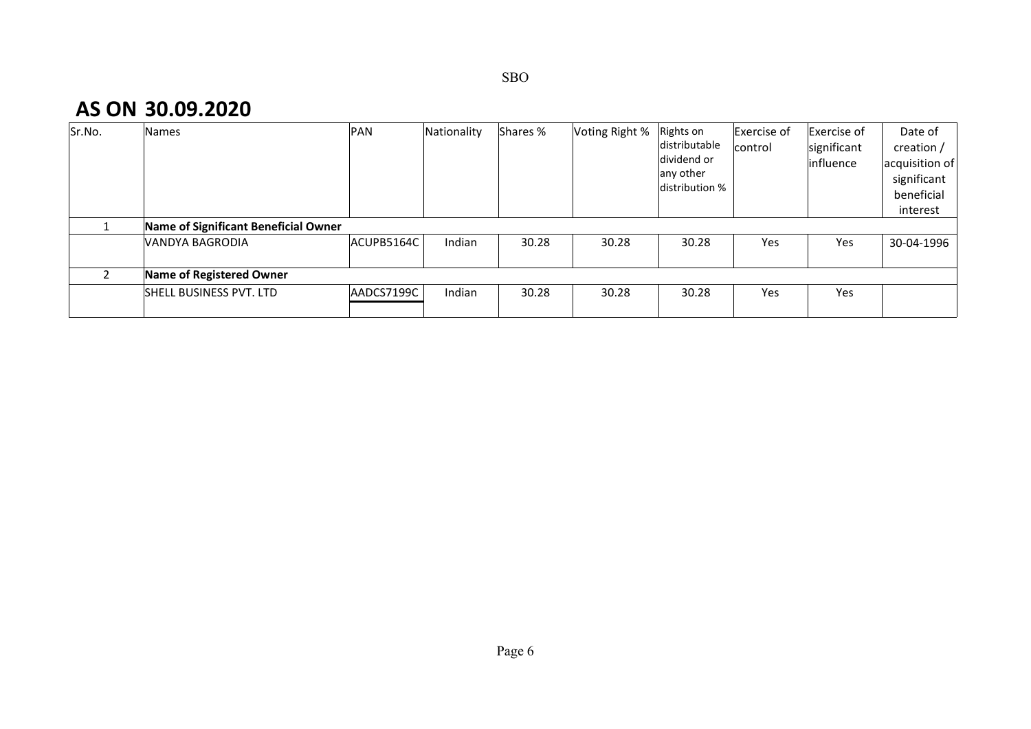SBO

# AS ON 30.09.2020

| Sr.No. | Names | PAN | Nationality | Shares % | Voting Right % | Rights on distributable dividend or any other distribution % | Exercise of control | Exercise of significant influence | Date of creation / acquisition of significant beneficial interest |
|---|---|---|---|---|---|---|---|---|---|
| 1 | **Name of Significant Beneficial Owner** | | | | | | | | |
| | VANDYA BAGRODIA | ACUPB5164C | Indian | 30.28 | 30.28 | 30.28 | Yes | Yes | 30-04-1996 |
| 2 | **Name of Registered Owner** | | | | | | | | |
| | SHELL BUSINESS PVT. LTD | AADCS7199C | Indian | 30.28 | 30.28 | 30.28 | Yes | Yes | |